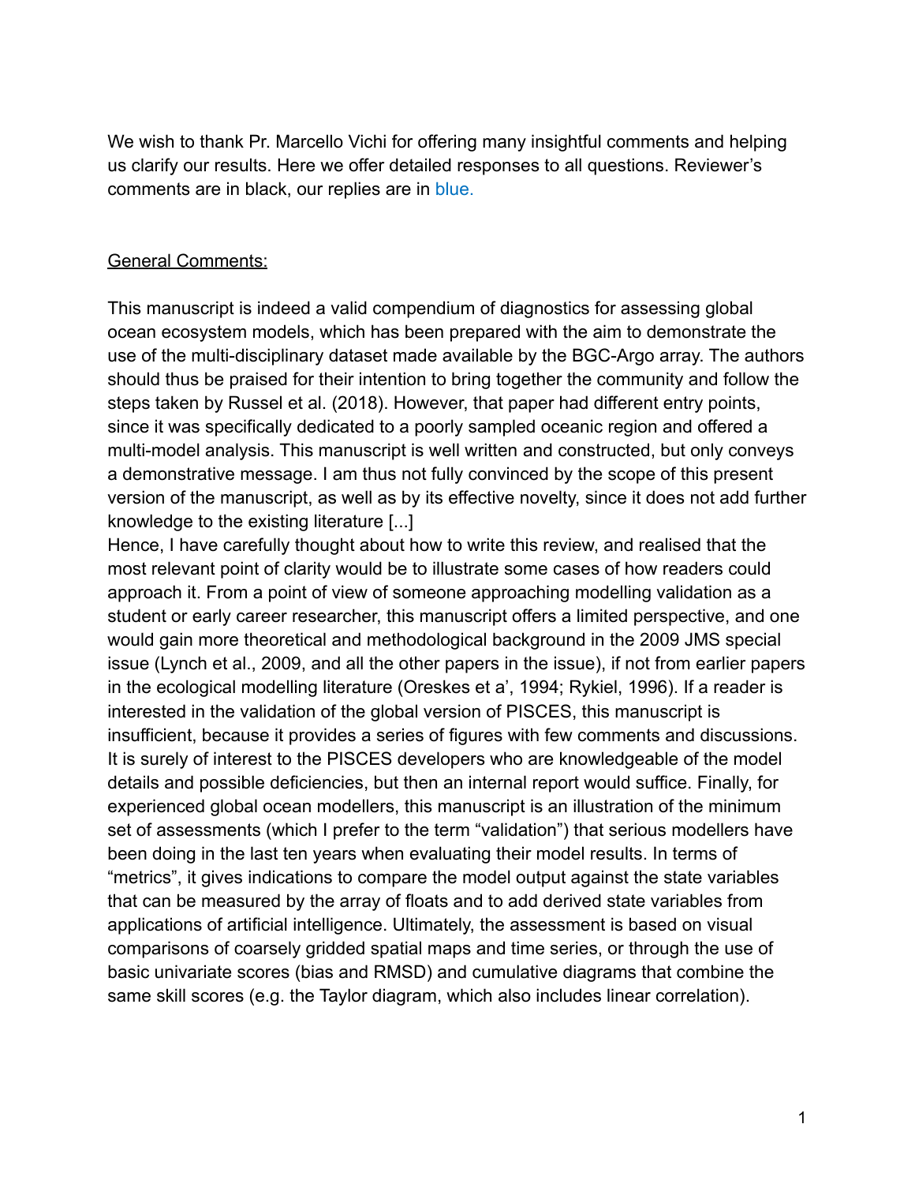We wish to thank Pr. Marcello Vichi for offering many insightful comments and helping us clarify our results. Here we offer detailed responses to all questions. Reviewer's comments are in black, our replies are in blue.

General Comments:

This manuscript is indeed a valid compendium of diagnostics for assessing global ocean ecosystem models, which has been prepared with the aim to demonstrate the use of the multi-disciplinary dataset made available by the BGC-Argo array. The authors should thus be praised for their intention to bring together the community and follow the steps taken by Russel et al. (2018). However, that paper had different entry points, since it was specifically dedicated to a poorly sampled oceanic region and offered a multi-model analysis. This manuscript is well written and constructed, but only conveys a demonstrative message. I am thus not fully convinced by the scope of this present version of the manuscript, as well as by its effective novelty, since it does not add further knowledge to the existing literature [...]
Hence, I have carefully thought about how to write this review, and realised that the most relevant point of clarity would be to illustrate some cases of how readers could approach it. From a point of view of someone approaching modelling validation as a student or early career researcher, this manuscript offers a limited perspective, and one would gain more theoretical and methodological background in the 2009 JMS special issue (Lynch et al., 2009, and all the other papers in the issue), if not from earlier papers in the ecological modelling literature (Oreskes et a', 1994; Rykiel, 1996). If a reader is interested in the validation of the global version of PISCES, this manuscript is insufficient, because it provides a series of figures with few comments and discussions. It is surely of interest to the PISCES developers who are knowledgeable of the model details and possible deficiencies, but then an internal report would suffice. Finally, for experienced global ocean modellers, this manuscript is an illustration of the minimum set of assessments (which I prefer to the term "validation") that serious modellers have been doing in the last ten years when evaluating their model results. In terms of "metrics", it gives indications to compare the model output against the state variables that can be measured by the array of floats and to add derived state variables from applications of artificial intelligence. Ultimately, the assessment is based on visual comparisons of coarsely gridded spatial maps and time series, or through the use of basic univariate scores (bias and RMSD) and cumulative diagrams that combine the same skill scores (e.g. the Taylor diagram, which also includes linear correlation).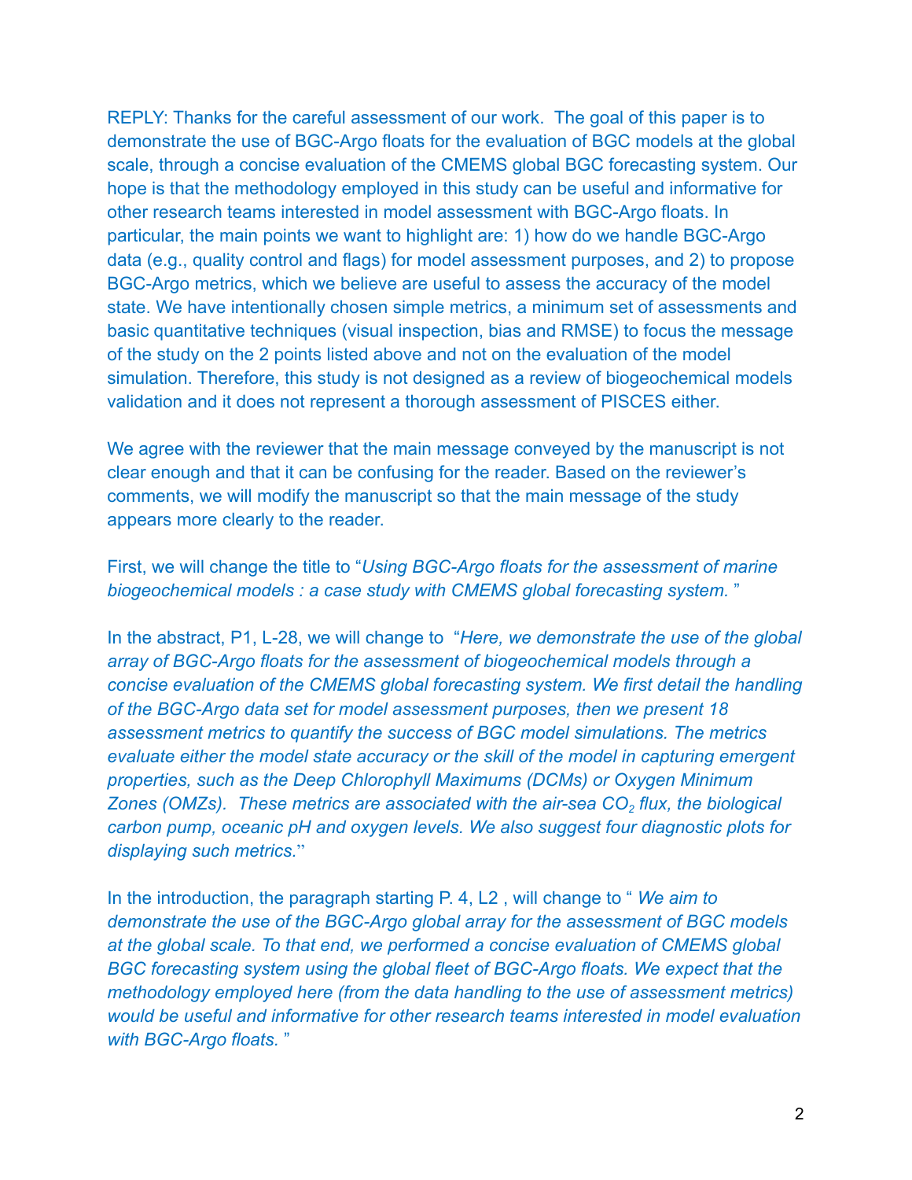REPLY: Thanks for the careful assessment of our work. The goal of this paper is to demonstrate the use of BGC-Argo floats for the evaluation of BGC models at the global scale, through a concise evaluation of the CMEMS global BGC forecasting system. Our hope is that the methodology employed in this study can be useful and informative for other research teams interested in model assessment with BGC-Argo floats. In particular, the main points we want to highlight are: 1) how do we handle BGC-Argo data (e.g., quality control and flags) for model assessment purposes, and 2) to propose BGC-Argo metrics, which we believe are useful to assess the accuracy of the model state. We have intentionally chosen simple metrics, a minimum set of assessments and basic quantitative techniques (visual inspection, bias and RMSE) to focus the message of the study on the 2 points listed above and not on the evaluation of the model simulation. Therefore, this study is not designed as a review of biogeochemical models validation and it does not represent a thorough assessment of PISCES either.

We agree with the reviewer that the main message conveyed by the manuscript is not clear enough and that it can be confusing for the reader. Based on the reviewer's comments, we will modify the manuscript so that the main message of the study appears more clearly to the reader.

First, we will change the title to "*Using BGC-Argo floats for the assessment of marine biogeochemical models : a case study with CMEMS global forecasting system.* "

In the abstract, P1, L-28, we will change to "*Here, we demonstrate the use of the global array of BGC-Argo floats for the assessment of biogeochemical models through a concise evaluation of the CMEMS global forecasting system. We first detail the handling of the BGC-Argo data set for model assessment purposes, then we present 18 assessment metrics to quantify the success of BGC model simulations. The metrics evaluate either the model state accuracy or the skill of the model in capturing emergent properties, such as the Deep Chlorophyll Maximums (DCMs) or Oxygen Minimum Zones (OMZs). These metrics are associated with the air-sea $CO_2$ flux, the biological carbon pump, oceanic pH and oxygen levels. We also suggest four diagnostic plots for displaying such metrics.*"

In the introduction, the paragraph starting P. 4, L2 , will change to " *We aim to demonstrate the use of the BGC-Argo global array for the assessment of BGC models at the global scale. To that end, we performed a concise evaluation of CMEMS global BGC forecasting system using the global fleet of BGC-Argo floats. We expect that the methodology employed here (from the data handling to the use of assessment metrics) would be useful and informative for other research teams interested in model evaluation with BGC-Argo floats.* "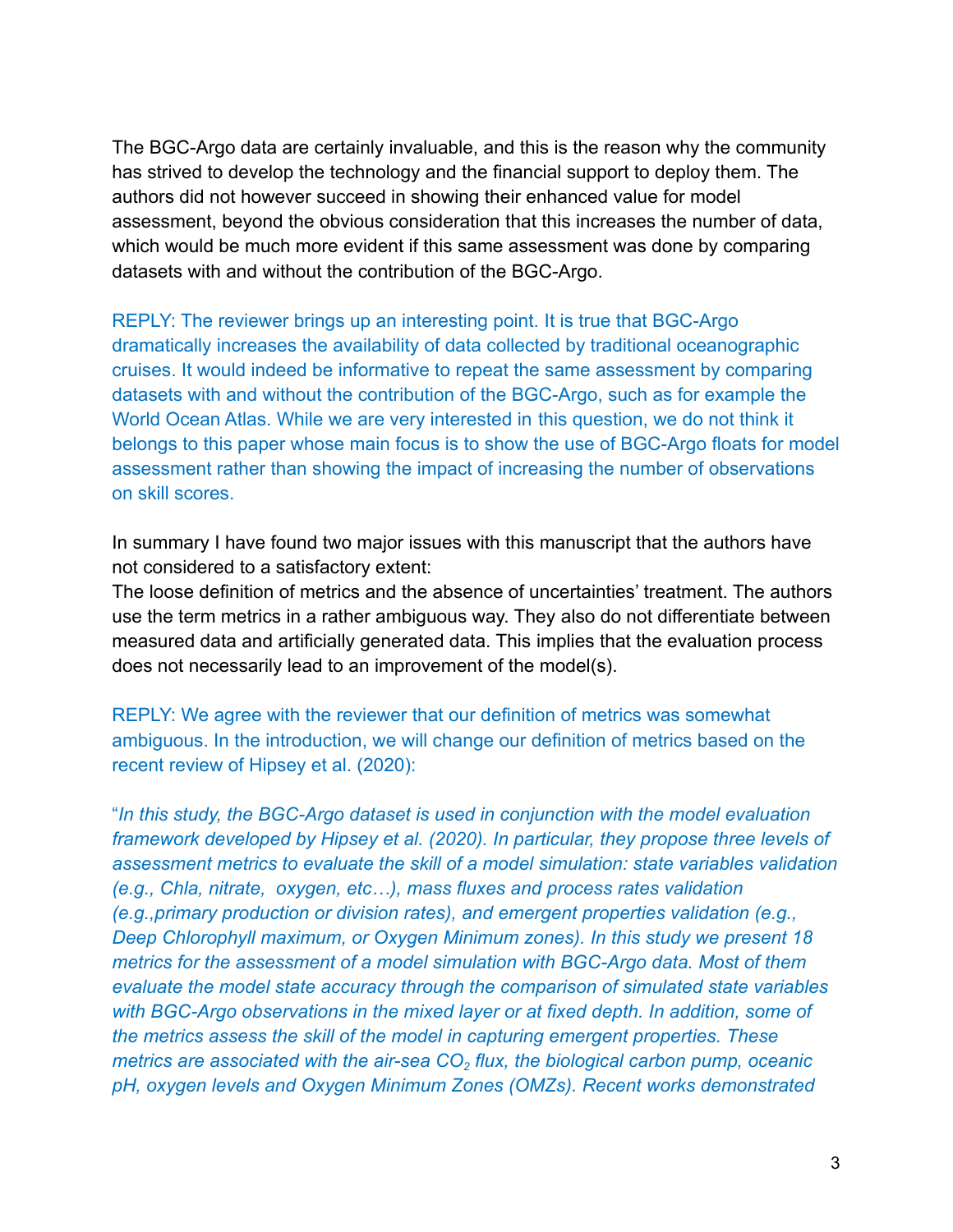The BGC-Argo data are certainly invaluable, and this is the reason why the community has strived to develop the technology and the financial support to deploy them. The authors did not however succeed in showing their enhanced value for model assessment, beyond the obvious consideration that this increases the number of data, which would be much more evident if this same assessment was done by comparing datasets with and without the contribution of the BGC-Argo.

REPLY: The reviewer brings up an interesting point. It is true that BGC-Argo dramatically increases the availability of data collected by traditional oceanographic cruises. It would indeed be informative to repeat the same assessment by comparing datasets with and without the contribution of the BGC-Argo, such as for example the World Ocean Atlas. While we are very interested in this question, we do not think it belongs to this paper whose main focus is to show the use of BGC-Argo floats for model assessment rather than showing the impact of increasing the number of observations on skill scores.

In summary I have found two major issues with this manuscript that the authors have not considered to a satisfactory extent:

The loose definition of metrics and the absence of uncertainties' treatment. The authors use the term metrics in a rather ambiguous way. They also do not differentiate between measured data and artificially generated data. This implies that the evaluation process does not necessarily lead to an improvement of the model(s).

REPLY: We agree with the reviewer that our definition of metrics was somewhat ambiguous. In the introduction, we will change our definition of metrics based on the recent review of Hipsey et al. (2020):

"*In this study, the BGC-Argo dataset is used in conjunction with the model evaluation framework developed by Hipsey et al. (2020). In particular, they propose three levels of assessment metrics to evaluate the skill of a model simulation: state variables validation (e.g., Chla, nitrate, oxygen, etc…), mass fluxes and process rates validation (e.g.,primary production or division rates), and emergent properties validation (e.g., Deep Chlorophyll maximum, or Oxygen Minimum zones). In this study we present 18 metrics for the assessment of a model simulation with BGC-Argo data. Most of them evaluate the model state accuracy through the comparison of simulated state variables with BGC-Argo observations in the mixed layer or at fixed depth. In addition, some of the metrics assess the skill of the model in capturing emergent properties. These metrics are associated with the air-sea $CO_2$ flux, the biological carbon pump, oceanic pH, oxygen levels and Oxygen Minimum Zones (OMZs). Recent works demonstrated*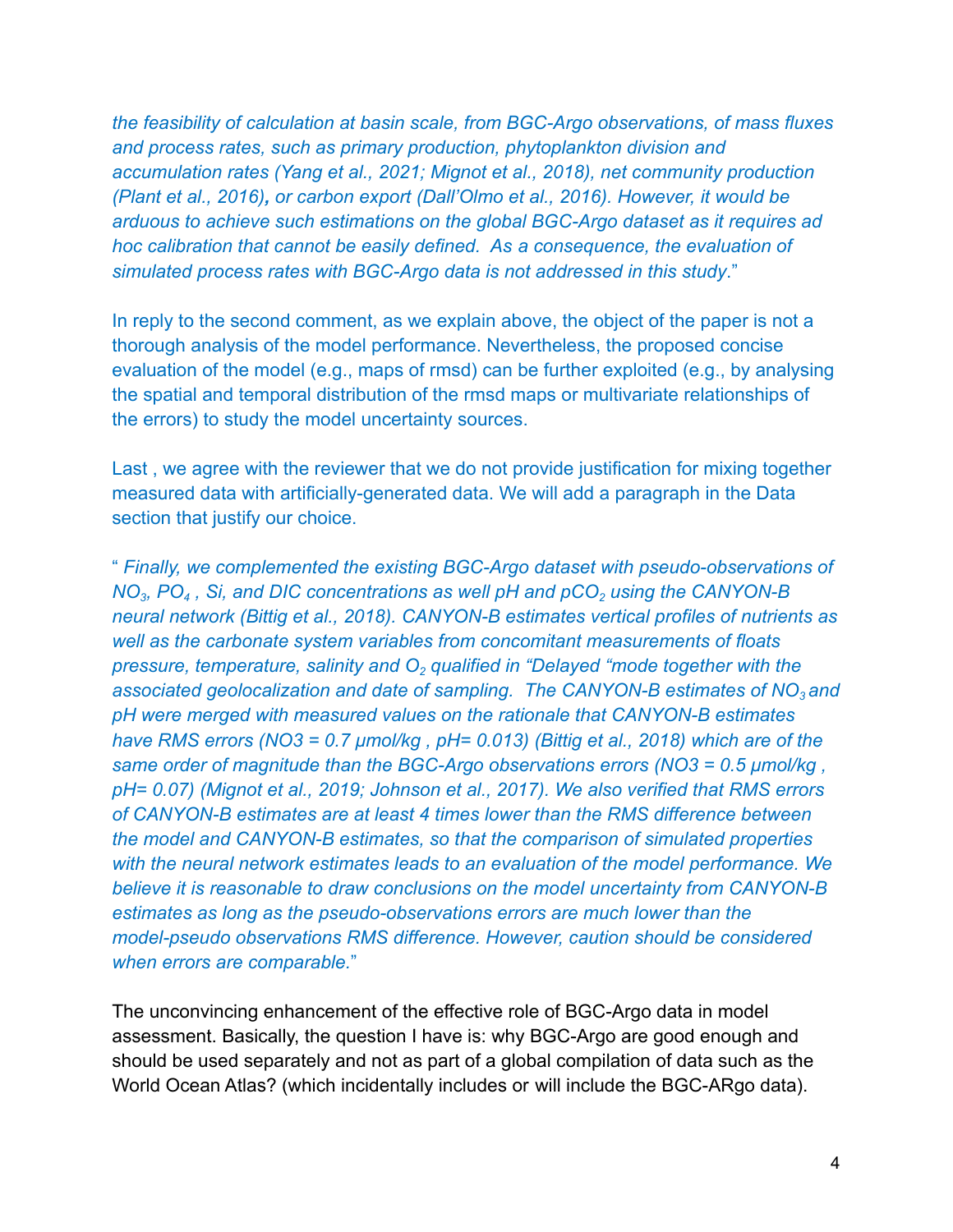*the feasibility of calculation at basin scale, from BGC-Argo observations, of mass fluxes and process rates, such as primary production, phytoplankton division and accumulation rates (Yang et al., 2021; Mignot et al., 2018), net community production (Plant et al., 2016), or carbon export (Dall'Olmo et al., 2016). However, it would be arduous to achieve such estimations on the global BGC-Argo dataset as it requires ad hoc calibration that cannot be easily defined. As a consequence, the evaluation of simulated process rates with BGC-Argo data is not addressed in this study*."

In reply to the second comment, as we explain above, the object of the paper is not a thorough analysis of the model performance. Nevertheless, the proposed concise evaluation of the model (e.g., maps of rmsd) can be further exploited (e.g., by analysing the spatial and temporal distribution of the rmsd maps or multivariate relationships of the errors) to study the model uncertainty sources.

Last , we agree with the reviewer that we do not provide justification for mixing together measured data with artificially-generated data. We will add a paragraph in the Data section that justify our choice.

" *Finally, we complemented the existing BGC-Argo dataset with pseudo-observations of $NO_3$, $PO_4$ , Si, and DIC concentrations as well pH and $pCO_2$ using the CANYON-B neural network (Bittig et al., 2018). CANYON-B estimates vertical profiles of nutrients as well as the carbonate system variables from concomitant measurements of floats pressure, temperature, salinity and $O_2$ qualified in "Delayed "mode together with the associated geolocalization and date of sampling. The CANYON-B estimates of $NO_3$ and pH were merged with measured values on the rationale that CANYON-B estimates have RMS errors (NO3 = 0.7 µmol/kg , pH= 0.013) (Bittig et al., 2018) which are of the same order of magnitude than the BGC-Argo observations errors (NO3 = 0.5 µmol/kg , pH= 0.07) (Mignot et al., 2019; Johnson et al., 2017). We also verified that RMS errors of CANYON-B estimates are at least 4 times lower than the RMS difference between the model and CANYON-B estimates, so that the comparison of simulated properties with the neural network estimates leads to an evaluation of the model performance. We believe it is reasonable to draw conclusions on the model uncertainty from CANYON-B estimates as long as the pseudo-observations errors are much lower than the model-pseudo observations RMS difference. However, caution should be considered when errors are comparable.*"

The unconvincing enhancement of the effective role of BGC-Argo data in model assessment. Basically, the question I have is: why BGC-Argo are good enough and should be used separately and not as part of a global compilation of data such as the World Ocean Atlas? (which incidentally includes or will include the BGC-ARgo data).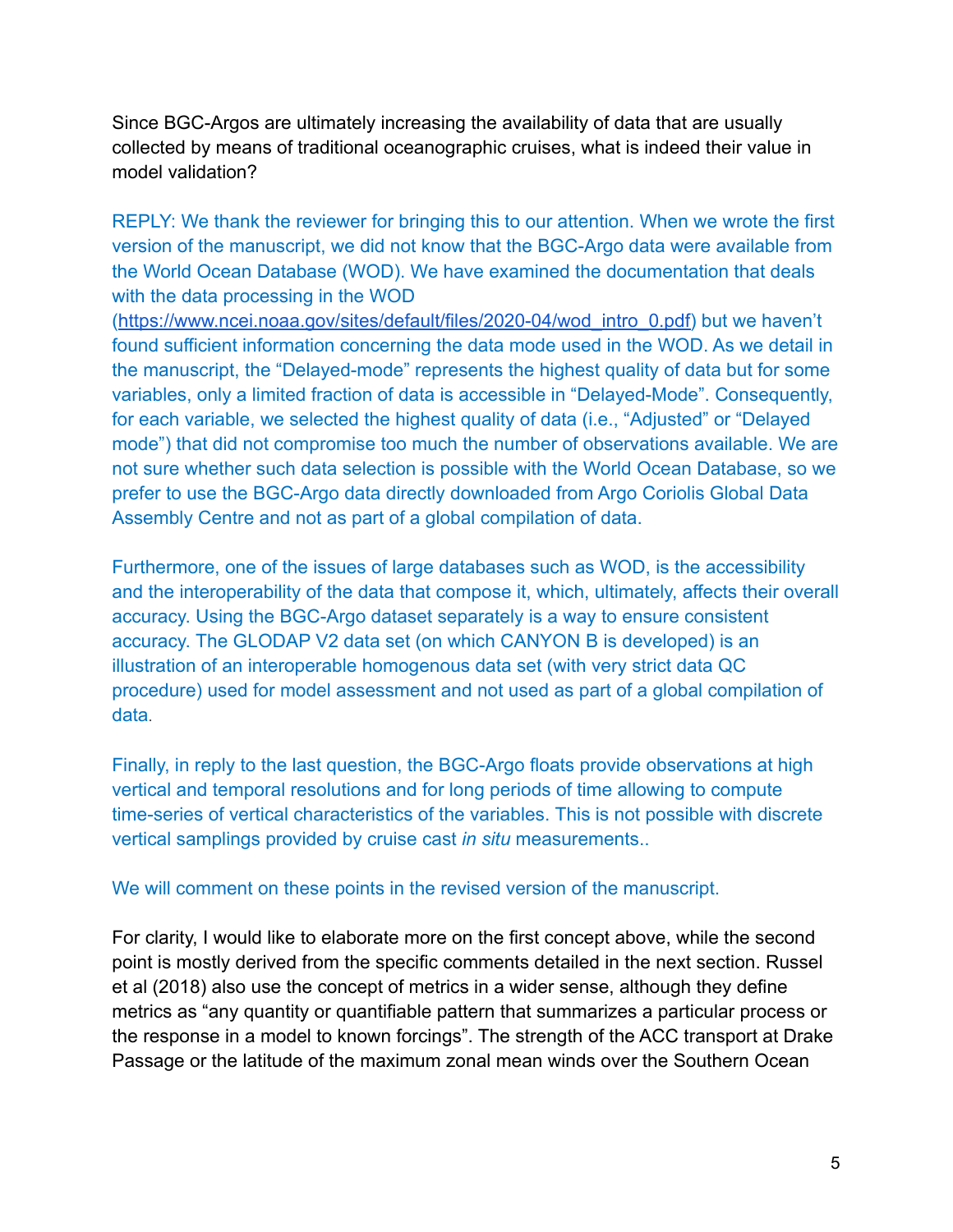Since BGC-Argos are ultimately increasing the availability of data that are usually collected by means of traditional oceanographic cruises, what is indeed their value in model validation?

REPLY: We thank the reviewer for bringing this to our attention. When we wrote the first version of the manuscript, we did not know that the BGC-Argo data were available from the World Ocean Database (WOD). We have examined the documentation that deals with the data processing in the WOD (https://www.ncei.noaa.gov/sites/default/files/2020-04/wod_intro_0.pdf) but we haven't found sufficient information concerning the data mode used in the WOD. As we detail in the manuscript, the "Delayed-mode" represents the highest quality of data but for some variables, only a limited fraction of data is accessible in "Delayed-Mode". Consequently, for each variable, we selected the highest quality of data (i.e., "Adjusted" or "Delayed mode") that did not compromise too much the number of observations available. We are not sure whether such data selection is possible with the World Ocean Database, so we prefer to use the BGC-Argo data directly downloaded from Argo Coriolis Global Data Assembly Centre and not as part of a global compilation of data.

Furthermore, one of the issues of large databases such as WOD, is the accessibility and the interoperability of the data that compose it, which, ultimately, affects their overall accuracy. Using the BGC-Argo dataset separately is a way to ensure consistent accuracy. The GLODAP V2 data set (on which CANYON B is developed) is an illustration of an interoperable homogenous data set (with very strict data QC procedure) used for model assessment and not used as part of a global compilation of data.

Finally, in reply to the last question, the BGC-Argo floats provide observations at high vertical and temporal resolutions and for long periods of time allowing to compute time-series of vertical characteristics of the variables. This is not possible with discrete vertical samplings provided by cruise cast *in situ* measurements..

We will comment on these points in the revised version of the manuscript.

For clarity, I would like to elaborate more on the first concept above, while the second point is mostly derived from the specific comments detailed in the next section. Russel et al (2018) also use the concept of metrics in a wider sense, although they define metrics as "any quantity or quantifiable pattern that summarizes a particular process or the response in a model to known forcings". The strength of the ACC transport at Drake Passage or the latitude of the maximum zonal mean winds over the Southern Ocean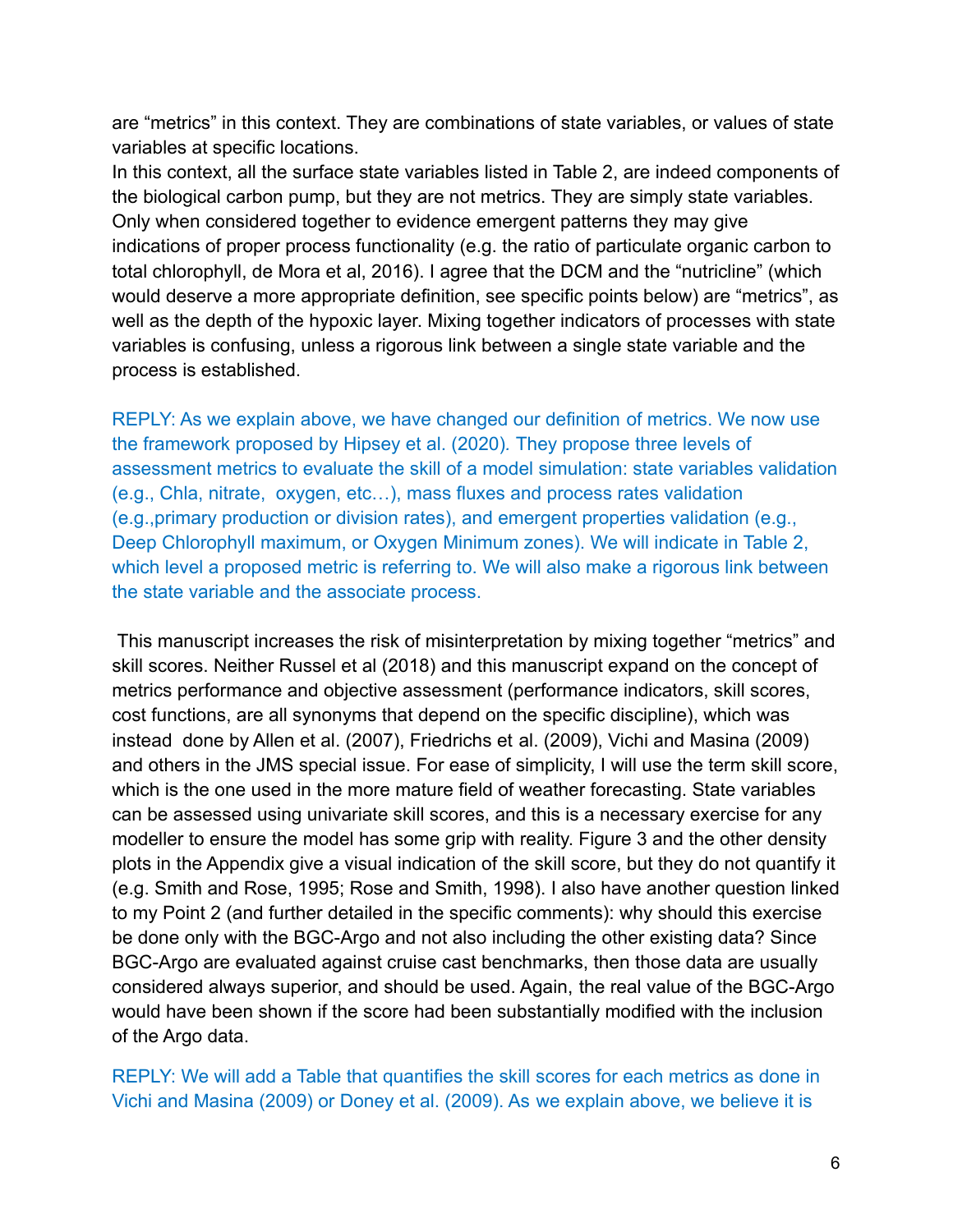are “metrics” in this context. They are combinations of state variables, or values of state variables at specific locations.

In this context, all the surface state variables listed in Table 2, are indeed components of the biological carbon pump, but they are not metrics. They are simply state variables. Only when considered together to evidence emergent patterns they may give indications of proper process functionality (e.g. the ratio of particulate organic carbon to total chlorophyll, de Mora et al, 2016). I agree that the DCM and the “nutricline” (which would deserve a more appropriate definition, see specific points below) are “metrics”, as well as the depth of the hypoxic layer. Mixing together indicators of processes with state variables is confusing, unless a rigorous link between a single state variable and the process is established.

REPLY: As we explain above, we have changed our definition of metrics. We now use the framework proposed by Hipsey et al. (2020). They propose three levels of assessment metrics to evaluate the skill of a model simulation: state variables validation (e.g., Chla, nitrate, oxygen, etc…), mass fluxes and process rates validation (e.g.,primary production or division rates), and emergent properties validation (e.g., Deep Chlorophyll maximum, or Oxygen Minimum zones). We will indicate in Table 2, which level a proposed metric is referring to. We will also make a rigorous link between the state variable and the associate process.

This manuscript increases the risk of misinterpretation by mixing together “metrics” and skill scores. Neither Russel et al (2018) and this manuscript expand on the concept of metrics performance and objective assessment (performance indicators, skill scores, cost functions, are all synonyms that depend on the specific discipline), which was instead done by Allen et al. (2007), Friedrichs et al. (2009), Vichi and Masina (2009) and others in the JMS special issue. For ease of simplicity, I will use the term skill score, which is the one used in the more mature field of weather forecasting. State variables can be assessed using univariate skill scores, and this is a necessary exercise for any modeller to ensure the model has some grip with reality. Figure 3 and the other density plots in the Appendix give a visual indication of the skill score, but they do not quantify it (e.g. Smith and Rose, 1995; Rose and Smith, 1998). I also have another question linked to my Point 2 (and further detailed in the specific comments): why should this exercise be done only with the BGC-Argo and not also including the other existing data? Since BGC-Argo are evaluated against cruise cast benchmarks, then those data are usually considered always superior, and should be used. Again, the real value of the BGC-Argo would have been shown if the score had been substantially modified with the inclusion of the Argo data.

REPLY: We will add a Table that quantifies the skill scores for each metrics as done in Vichi and Masina (2009) or Doney et al. (2009). As we explain above, we believe it is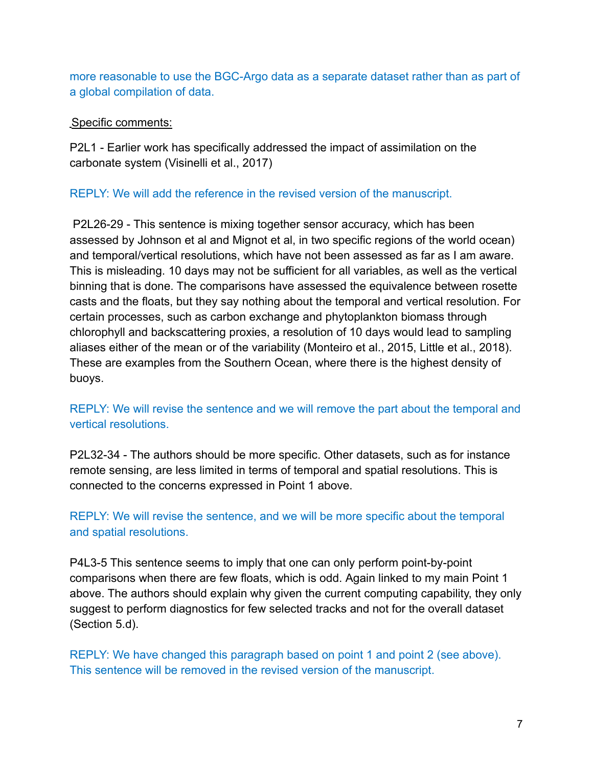more reasonable to use the BGC-Argo data as a separate dataset rather than as part of a global compilation of data.

Specific comments:

P2L1 - Earlier work has specifically addressed the impact of assimilation on the carbonate system (Visinelli et al., 2017)

REPLY: We will add the reference in the revised version of the manuscript.

P2L26-29 - This sentence is mixing together sensor accuracy, which has been assessed by Johnson et al and Mignot et al, in two specific regions of the world ocean) and temporal/vertical resolutions, which have not been assessed as far as I am aware. This is misleading. 10 days may not be sufficient for all variables, as well as the vertical binning that is done. The comparisons have assessed the equivalence between rosette casts and the floats, but they say nothing about the temporal and vertical resolution. For certain processes, such as carbon exchange and phytoplankton biomass through chlorophyll and backscattering proxies, a resolution of 10 days would lead to sampling aliases either of the mean or of the variability (Monteiro et al., 2015, Little et al., 2018). These are examples from the Southern Ocean, where there is the highest density of buoys.

REPLY: We will revise the sentence and we will remove the part about the temporal and vertical resolutions.

P2L32-34 - The authors should be more specific. Other datasets, such as for instance remote sensing, are less limited in terms of temporal and spatial resolutions. This is connected to the concerns expressed in Point 1 above.

REPLY: We will revise the sentence, and we will be more specific about the temporal and spatial resolutions.

P4L3-5 This sentence seems to imply that one can only perform point-by-point comparisons when there are few floats, which is odd. Again linked to my main Point 1 above. The authors should explain why given the current computing capability, they only suggest to perform diagnostics for few selected tracks and not for the overall dataset (Section 5.d).

REPLY: We have changed this paragraph based on point 1 and point 2 (see above). This sentence will be removed in the revised version of the manuscript.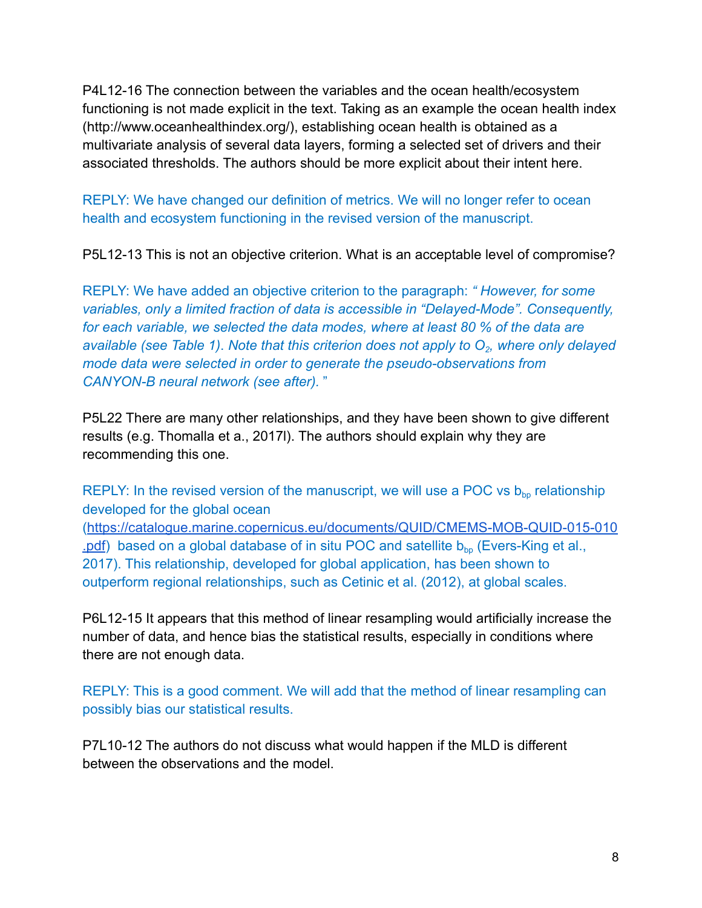P4L12-16 The connection between the variables and the ocean health/ecosystem functioning is not made explicit in the text. Taking as an example the ocean health index (http://www.oceanhealthindex.org/), establishing ocean health is obtained as a multivariate analysis of several data layers, forming a selected set of drivers and their associated thresholds. The authors should be more explicit about their intent here.

REPLY: We have changed our definition of metrics. We will no longer refer to ocean health and ecosystem functioning in the revised version of the manuscript.

P5L12-13 This is not an objective criterion. What is an acceptable level of compromise?

REPLY: We have added an objective criterion to the paragraph: *" However, for some variables, only a limited fraction of data is accessible in "Delayed-Mode". Consequently, for each variable, we selected the data modes, where at least 80 % of the data are available (see Table 1). Note that this criterion does not apply to $O_2$, where only delayed mode data were selected in order to generate the pseudo-observations from CANYON-B neural network (see after). "*

P5L22 There are many other relationships, and they have been shown to give different results (e.g. Thomalla et a., 2017l). The authors should explain why they are recommending this one.

REPLY: In the revised version of the manuscript, we will use a POC vs $b_{bp}$ relationship developed for the global ocean (https://catalogue.marine.copernicus.eu/documents/QUID/CMEMS-MOB-QUID-015-010.pdf) based on a global database of in situ POC and satellite $b_{bp}$ (Evers-King et al., 2017). This relationship, developed for global application, has been shown to outperform regional relationships, such as Cetinic et al. (2012), at global scales.

P6L12-15 It appears that this method of linear resampling would artificially increase the number of data, and hence bias the statistical results, especially in conditions where there are not enough data.

REPLY: This is a good comment. We will add that the method of linear resampling can possibly bias our statistical results.

P7L10-12 The authors do not discuss what would happen if the MLD is different between the observations and the model.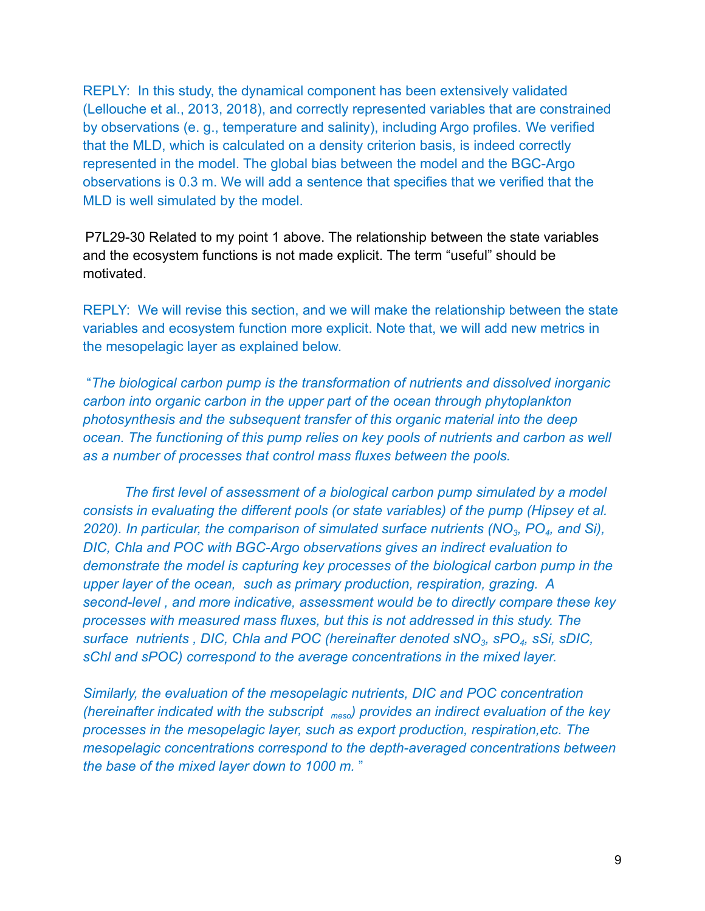REPLY: In this study, the dynamical component has been extensively validated (Lellouche et al., 2013, 2018), and correctly represented variables that are constrained by observations (e. g., temperature and salinity), including Argo profiles. We verified that the MLD, which is calculated on a density criterion basis, is indeed correctly represented in the model. The global bias between the model and the BGC-Argo observations is 0.3 m. We will add a sentence that specifies that we verified that the MLD is well simulated by the model.

P7L29-30 Related to my point 1 above. The relationship between the state variables and the ecosystem functions is not made explicit. The term "useful" should be motivated.

REPLY: We will revise this section, and we will make the relationship between the state variables and ecosystem function more explicit. Note that, we will add new metrics in the mesopelagic layer as explained below.

*"The biological carbon pump is the transformation of nutrients and dissolved inorganic carbon into organic carbon in the upper part of the ocean through phytoplankton photosynthesis and the subsequent transfer of this organic material into the deep ocean. The functioning of this pump relies on key pools of nutrients and carbon as well as a number of processes that control mass fluxes between the pools.*

*The first level of assessment of a biological carbon pump simulated by a model consists in evaluating the different pools (or state variables) of the pump (Hipsey et al. 2020). In particular, the comparison of simulated surface nutrients ($NO_3$, $PO_4$, and Si), DIC, Chla and POC with BGC-Argo observations gives an indirect evaluation to demonstrate the model is capturing key processes of the biological carbon pump in the upper layer of the ocean, such as primary production, respiration, grazing. A second-level , and more indicative, assessment would be to directly compare these key processes with measured mass fluxes, but this is not addressed in this study. The surface nutrients , DIC, Chla and POC (hereinafter denoted $sNO_3$, $sPO_4$, sSi, sDIC, sChl and sPOC) correspond to the average concentrations in the mixed layer.*

*Similarly, the evaluation of the mesopelagic nutrients, DIC and POC concentration (hereinafter indicated with the subscript $_{meso}$) provides an indirect evaluation of the key processes in the mesopelagic layer, such as export production, respiration,etc. The mesopelagic concentrations correspond to the depth-averaged concentrations between the base of the mixed layer down to 1000 m. "*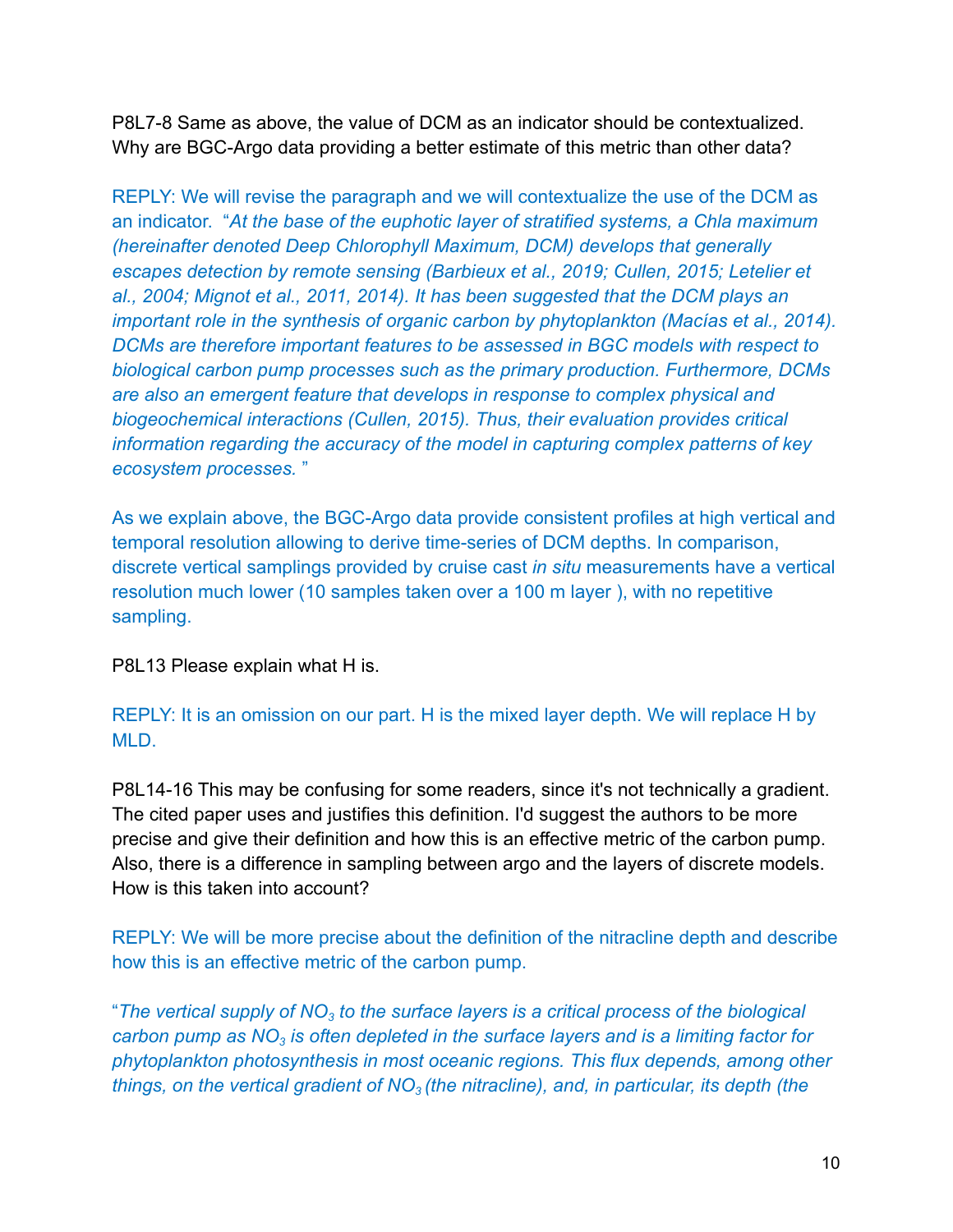P8L7-8 Same as above, the value of DCM as an indicator should be contextualized. Why are BGC-Argo data providing a better estimate of this metric than other data?

REPLY: We will revise the paragraph and we will contextualize the use of the DCM as an indicator. "*At the base of the euphotic layer of stratified systems, a Chla maximum (hereinafter denoted Deep Chlorophyll Maximum, DCM) develops that generally escapes detection by remote sensing (Barbieux et al., 2019; Cullen, 2015; Letelier et al., 2004; Mignot et al., 2011, 2014). It has been suggested that the DCM plays an important role in the synthesis of organic carbon by phytoplankton (Macías et al., 2014). DCMs are therefore important features to be assessed in BGC models with respect to biological carbon pump processes such as the primary production. Furthermore, DCMs are also an emergent feature that develops in response to complex physical and biogeochemical interactions (Cullen, 2015). Thus, their evaluation provides critical information regarding the accuracy of the model in capturing complex patterns of key ecosystem processes.* "

As we explain above, the BGC-Argo data provide consistent profiles at high vertical and temporal resolution allowing to derive time-series of DCM depths. In comparison, discrete vertical samplings provided by cruise cast *in situ* measurements have a vertical resolution much lower (10 samples taken over a 100 m layer ), with no repetitive sampling.

P8L13 Please explain what H is.

REPLY: It is an omission on our part. H is the mixed layer depth. We will replace H by MLD.

P8L14-16 This may be confusing for some readers, since it's not technically a gradient. The cited paper uses and justifies this definition. I'd suggest the authors to be more precise and give their definition and how this is an effective metric of the carbon pump. Also, there is a difference in sampling between argo and the layers of discrete models. How is this taken into account?

REPLY: We will be more precise about the definition of the nitracline depth and describe how this is an effective metric of the carbon pump.

"*The vertical supply of $NO_3$ to the surface layers is a critical process of the biological carbon pump as $NO_3$ is often depleted in the surface layers and is a limiting factor for phytoplankton photosynthesis in most oceanic regions. This flux depends, among other things, on the vertical gradient of $NO_3$ (the nitracline), and, in particular, its depth (the*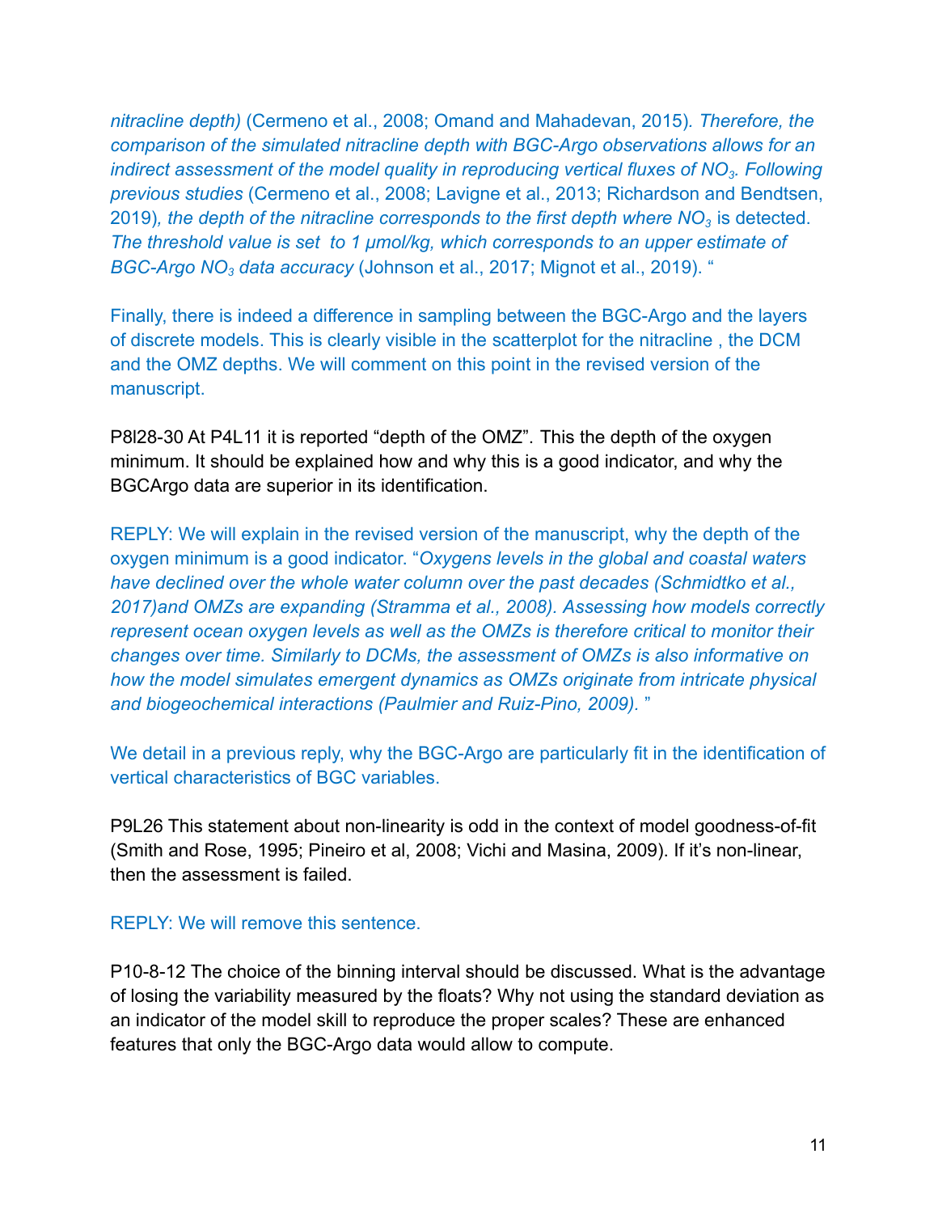*nitracline depth)* (Cermeno et al., 2008; Omand and Mahadevan, 2015). *Therefore, the comparison of the simulated nitracline depth with BGC-Argo observations allows for an indirect assessment of the model quality in reproducing vertical fluxes of $NO_3$. Following previous studies* (Cermeno et al., 2008; Lavigne et al., 2013; Richardson and Bendtsen, 2019)*, the depth of the nitracline corresponds to the first depth where $NO_3$* is detected. *The threshold value is set to 1 µmol/kg, which corresponds to an upper estimate of BGC-Argo $NO_3$ data accuracy* (Johnson et al., 2017; Mignot et al., 2019). "

Finally, there is indeed a difference in sampling between the BGC-Argo and the layers of discrete models. This is clearly visible in the scatterplot for the nitracline , the DCM and the OMZ depths. We will comment on this point in the revised version of the manuscript.

P8l28-30 At P4L11 it is reported "depth of the OMZ". This the depth of the oxygen minimum. It should be explained how and why this is a good indicator, and why the BGCArgo data are superior in its identification.

REPLY: We will explain in the revised version of the manuscript, why the depth of the oxygen minimum is a good indicator. "*Oxygens levels in the global and coastal waters have declined over the whole water column over the past decades (Schmidtko et al., 2017)and OMZs are expanding (Stramma et al., 2008). Assessing how models correctly represent ocean oxygen levels as well as the OMZs is therefore critical to monitor their changes over time. Similarly to DCMs, the assessment of OMZs is also informative on how the model simulates emergent dynamics as OMZs originate from intricate physical and biogeochemical interactions (Paulmier and Ruiz-Pino, 2009).* "

We detail in a previous reply, why the BGC-Argo are particularly fit in the identification of vertical characteristics of BGC variables.

P9L26 This statement about non-linearity is odd in the context of model goodness-of-fit (Smith and Rose, 1995; Pineiro et al, 2008; Vichi and Masina, 2009). If it's non-linear, then the assessment is failed.

REPLY: We will remove this sentence.

P10-8-12 The choice of the binning interval should be discussed. What is the advantage of losing the variability measured by the floats? Why not using the standard deviation as an indicator of the model skill to reproduce the proper scales? These are enhanced features that only the BGC-Argo data would allow to compute.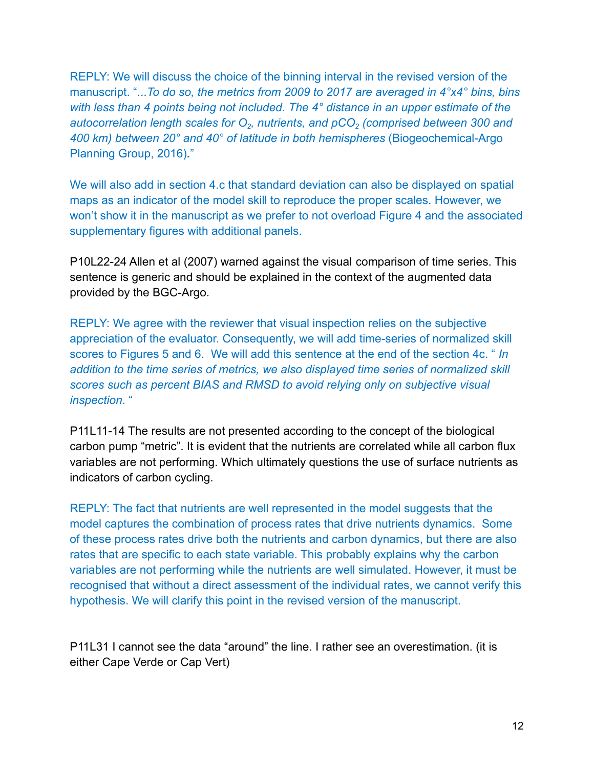REPLY: We will discuss the choice of the binning interval in the revised version of the manuscript. "*...To do so, the metrics from 2009 to 2017 are averaged in 4°x4° bins, bins with less than 4 points being not included. The 4° distance in an upper estimate of the autocorrelation length scales for $O_2$, nutrients, and $pCO_2$ (comprised between 300 and 400 km) between 20° and 40° of latitude in both hemispheres* (Biogeochemical-Argo Planning Group, 2016)*.*"

We will also add in section 4.c that standard deviation can also be displayed on spatial maps as an indicator of the model skill to reproduce the proper scales. However, we won't show it in the manuscript as we prefer to not overload Figure 4 and the associated supplementary figures with additional panels.

P10L22-24 Allen et al (2007) warned against the visual comparison of time series. This sentence is generic and should be explained in the context of the augmented data provided by the BGC-Argo.

REPLY: We agree with the reviewer that visual inspection relies on the subjective appreciation of the evaluator. Consequently, we will add time-series of normalized skill scores to Figures 5 and 6. We will add this sentence at the end of the section 4c. " *In addition to the time series of metrics, we also displayed time series of normalized skill scores such as percent BIAS and RMSD to avoid relying only on subjective visual inspection.* "

P11L11-14 The results are not presented according to the concept of the biological carbon pump "metric". It is evident that the nutrients are correlated while all carbon flux variables are not performing. Which ultimately questions the use of surface nutrients as indicators of carbon cycling.

REPLY: The fact that nutrients are well represented in the model suggests that the model captures the combination of process rates that drive nutrients dynamics. Some of these process rates drive both the nutrients and carbon dynamics, but there are also rates that are specific to each state variable. This probably explains why the carbon variables are not performing while the nutrients are well simulated. However, it must be recognised that without a direct assessment of the individual rates, we cannot verify this hypothesis. We will clarify this point in the revised version of the manuscript.

P11L31 I cannot see the data "around" the line. I rather see an overestimation. (it is either Cape Verde or Cap Vert)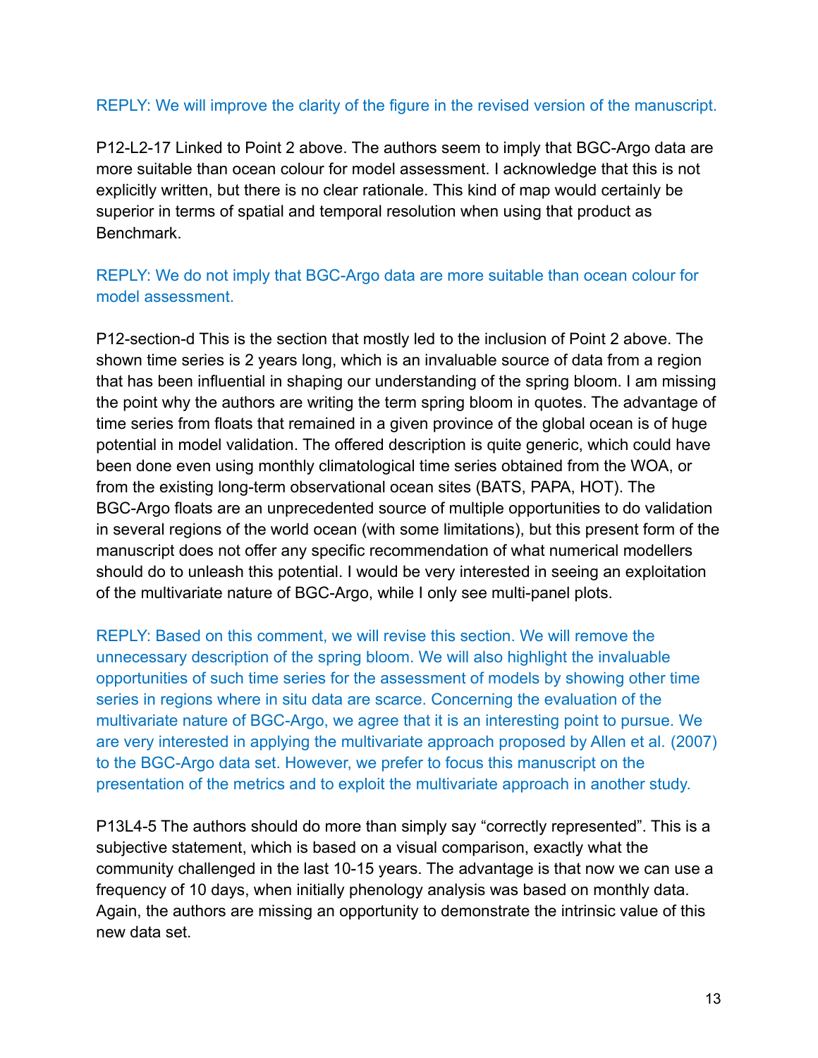REPLY: We will improve the clarity of the figure in the revised version of the manuscript.

P12-L2-17 Linked to Point 2 above. The authors seem to imply that BGC-Argo data are more suitable than ocean colour for model assessment. I acknowledge that this is not explicitly written, but there is no clear rationale. This kind of map would certainly be superior in terms of spatial and temporal resolution when using that product as Benchmark.

REPLY: We do not imply that BGC-Argo data are more suitable than ocean colour for model assessment.

P12-section-d This is the section that mostly led to the inclusion of Point 2 above. The shown time series is 2 years long, which is an invaluable source of data from a region that has been influential in shaping our understanding of the spring bloom. I am missing the point why the authors are writing the term spring bloom in quotes. The advantage of time series from floats that remained in a given province of the global ocean is of huge potential in model validation. The offered description is quite generic, which could have been done even using monthly climatological time series obtained from the WOA, or from the existing long-term observational ocean sites (BATS, PAPA, HOT). The BGC-Argo floats are an unprecedented source of multiple opportunities to do validation in several regions of the world ocean (with some limitations), but this present form of the manuscript does not offer any specific recommendation of what numerical modellers should do to unleash this potential. I would be very interested in seeing an exploitation of the multivariate nature of BGC-Argo, while I only see multi-panel plots.

REPLY: Based on this comment, we will revise this section. We will remove the unnecessary description of the spring bloom. We will also highlight the invaluable opportunities of such time series for the assessment of models by showing other time series in regions where in situ data are scarce. Concerning the evaluation of the multivariate nature of BGC-Argo, we agree that it is an interesting point to pursue. We are very interested in applying the multivariate approach proposed by Allen et al. (2007) to the BGC-Argo data set. However, we prefer to focus this manuscript on the presentation of the metrics and to exploit the multivariate approach in another study.

P13L4-5 The authors should do more than simply say "correctly represented". This is a subjective statement, which is based on a visual comparison, exactly what the community challenged in the last 10-15 years. The advantage is that now we can use a frequency of 10 days, when initially phenology analysis was based on monthly data. Again, the authors are missing an opportunity to demonstrate the intrinsic value of this new data set.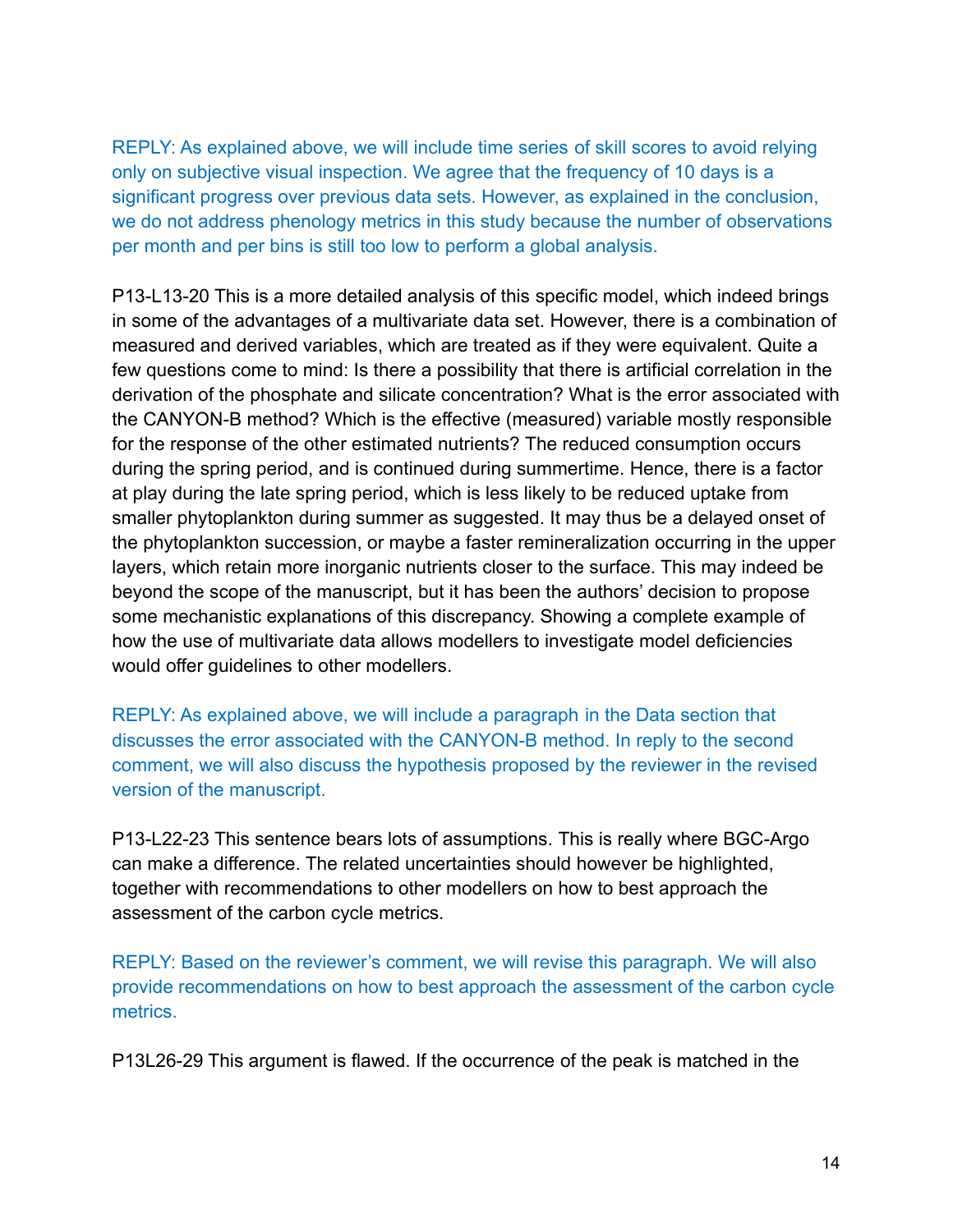REPLY: As explained above, we will include time series of skill scores to avoid relying only on subjective visual inspection. We agree that the frequency of 10 days is a significant progress over previous data sets. However, as explained in the conclusion, we do not address phenology metrics in this study because the number of observations per month and per bins is still too low to perform a global analysis.

P13-L13-20 This is a more detailed analysis of this specific model, which indeed brings in some of the advantages of a multivariate data set. However, there is a combination of measured and derived variables, which are treated as if they were equivalent. Quite a few questions come to mind: Is there a possibility that there is artificial correlation in the derivation of the phosphate and silicate concentration? What is the error associated with the CANYON-B method? Which is the effective (measured) variable mostly responsible for the response of the other estimated nutrients? The reduced consumption occurs during the spring period, and is continued during summertime. Hence, there is a factor at play during the late spring period, which is less likely to be reduced uptake from smaller phytoplankton during summer as suggested. It may thus be a delayed onset of the phytoplankton succession, or maybe a faster remineralization occurring in the upper layers, which retain more inorganic nutrients closer to the surface. This may indeed be beyond the scope of the manuscript, but it has been the authors' decision to propose some mechanistic explanations of this discrepancy. Showing a complete example of how the use of multivariate data allows modellers to investigate model deficiencies would offer guidelines to other modellers.

REPLY: As explained above, we will include a paragraph in the Data section that discusses the error associated with the CANYON-B method. In reply to the second comment, we will also discuss the hypothesis proposed by the reviewer in the revised version of the manuscript.

P13-L22-23 This sentence bears lots of assumptions. This is really where BGC-Argo can make a difference. The related uncertainties should however be highlighted, together with recommendations to other modellers on how to best approach the assessment of the carbon cycle metrics.

REPLY: Based on the reviewer's comment, we will revise this paragraph. We will also provide recommendations on how to best approach the assessment of the carbon cycle metrics.

P13L26-29 This argument is flawed. If the occurrence of the peak is matched in the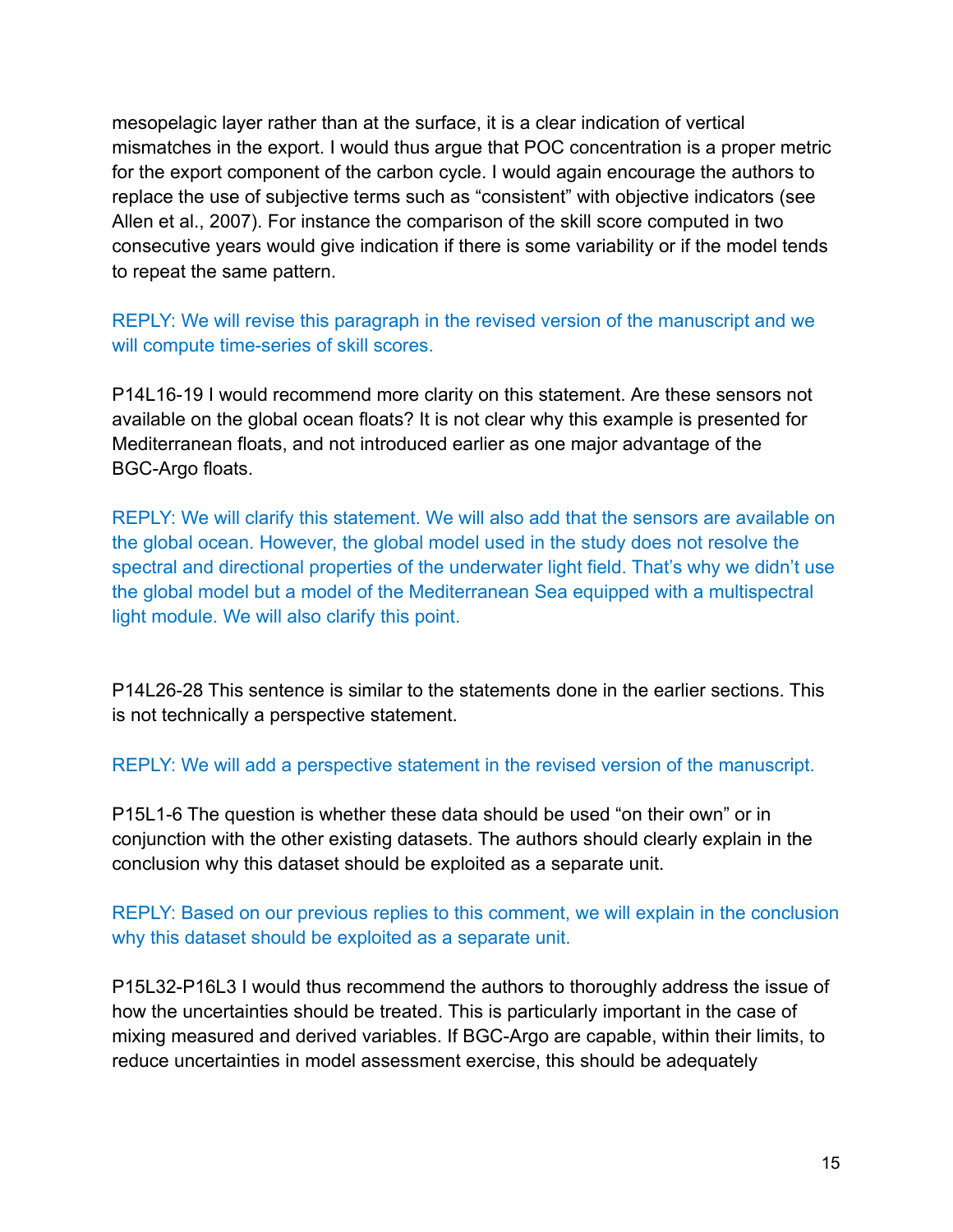mesopelagic layer rather than at the surface, it is a clear indication of vertical mismatches in the export. I would thus argue that POC concentration is a proper metric for the export component of the carbon cycle. I would again encourage the authors to replace the use of subjective terms such as "consistent" with objective indicators (see Allen et al., 2007). For instance the comparison of the skill score computed in two consecutive years would give indication if there is some variability or if the model tends to repeat the same pattern.

REPLY: We will revise this paragraph in the revised version of the manuscript and we will compute time-series of skill scores.

P14L16-19 I would recommend more clarity on this statement. Are these sensors not available on the global ocean floats? It is not clear why this example is presented for Mediterranean floats, and not introduced earlier as one major advantage of the BGC-Argo floats.

REPLY: We will clarify this statement. We will also add that the sensors are available on the global ocean. However, the global model used in the study does not resolve the spectral and directional properties of the underwater light field. That's why we didn't use the global model but a model of the Mediterranean Sea equipped with a multispectral light module. We will also clarify this point.

P14L26-28 This sentence is similar to the statements done in the earlier sections. This is not technically a perspective statement.

REPLY: We will add a perspective statement in the revised version of the manuscript.

P15L1-6 The question is whether these data should be used "on their own" or in conjunction with the other existing datasets. The authors should clearly explain in the conclusion why this dataset should be exploited as a separate unit.

REPLY: Based on our previous replies to this comment, we will explain in the conclusion why this dataset should be exploited as a separate unit.

P15L32-P16L3 I would thus recommend the authors to thoroughly address the issue of how the uncertainties should be treated. This is particularly important in the case of mixing measured and derived variables. If BGC-Argo are capable, within their limits, to reduce uncertainties in model assessment exercise, this should be adequately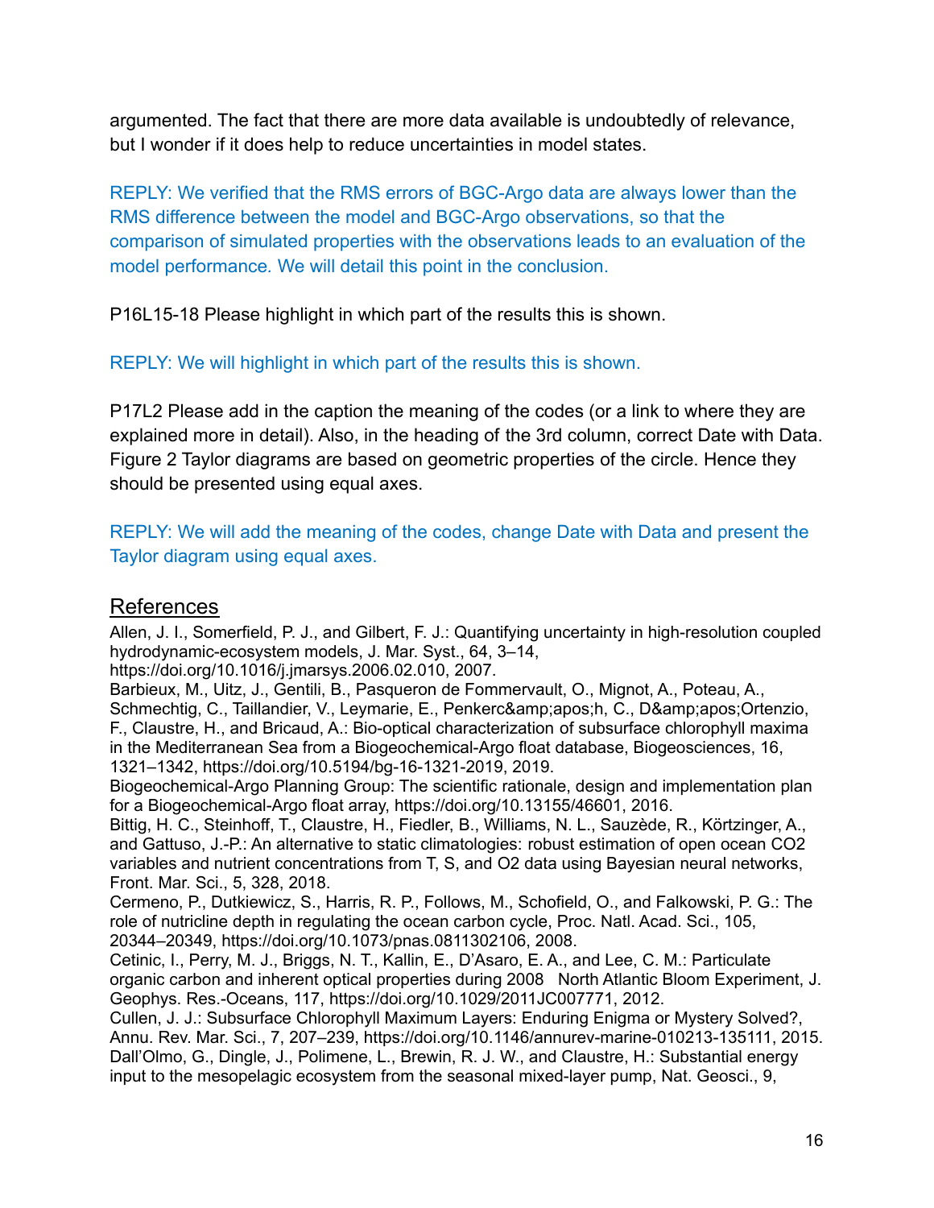argumented. The fact that there are more data available is undoubtedly of relevance, but I wonder if it does help to reduce uncertainties in model states.

REPLY: We verified that the RMS errors of BGC-Argo data are always lower than the RMS difference between the model and BGC-Argo observations, so that the comparison of simulated properties with the observations leads to an evaluation of the model performance. We will detail this point in the conclusion.

P16L15-18 Please highlight in which part of the results this is shown.

REPLY: We will highlight in which part of the results this is shown.

P17L2 Please add in the caption the meaning of the codes (or a link to where they are explained more in detail). Also, in the heading of the 3rd column, correct Date with Data. Figure 2 Taylor diagrams are based on geometric properties of the circle. Hence they should be presented using equal axes.

REPLY: We will add the meaning of the codes, change Date with Data and present the Taylor diagram using equal axes.

## References

Allen, J. I., Somerfield, P. J., and Gilbert, F. J.: Quantifying uncertainty in high-resolution coupled hydrodynamic-ecosystem models, J. Mar. Syst., 64, 3–14, https://doi.org/10.1016/j.jmarsys.2006.02.010, 2007.

Barbieux, M., Uitz, J., Gentili, B., Pasqueron de Fommervault, O., Mignot, A., Poteau, A., Schmechtig, C., Taillandier, V., Leymarie, E., Penkerc&amp;apos;h, C., D&amp;apos;Ortenzio, F., Claustre, H., and Bricaud, A.: Bio-optical characterization of subsurface chlorophyll maxima in the Mediterranean Sea from a Biogeochemical-Argo float database, Biogeosciences, 16, 1321–1342, https://doi.org/10.5194/bg-16-1321-2019, 2019.

Biogeochemical-Argo Planning Group: The scientific rationale, design and implementation plan for a Biogeochemical-Argo float array, https://doi.org/10.13155/46601, 2016.

Bittig, H. C., Steinhoff, T., Claustre, H., Fiedler, B., Williams, N. L., Sauzède, R., Körtzinger, A., and Gattuso, J.-P.: An alternative to static climatologies: robust estimation of open ocean CO2 variables and nutrient concentrations from T, S, and O2 data using Bayesian neural networks, Front. Mar. Sci., 5, 328, 2018.

Cermeno, P., Dutkiewicz, S., Harris, R. P., Follows, M., Schofield, O., and Falkowski, P. G.: The role of nutricline depth in regulating the ocean carbon cycle, Proc. Natl. Acad. Sci., 105, 20344–20349, https://doi.org/10.1073/pnas.0811302106, 2008.

Cetinic, I., Perry, M. J., Briggs, N. T., Kallin, E., D'Asaro, E. A., and Lee, C. M.: Particulate organic carbon and inherent optical properties during 2008 North Atlantic Bloom Experiment, J. Geophys. Res.-Oceans, 117, https://doi.org/10.1029/2011JC007771, 2012.

Cullen, J. J.: Subsurface Chlorophyll Maximum Layers: Enduring Enigma or Mystery Solved?, Annu. Rev. Mar. Sci., 7, 207–239, https://doi.org/10.1146/annurev-marine-010213-135111, 2015.

Dall'Olmo, G., Dingle, J., Polimene, L., Brewin, R. J. W., and Claustre, H.: Substantial energy input to the mesopelagic ecosystem from the seasonal mixed-layer pump, Nat. Geosci., 9,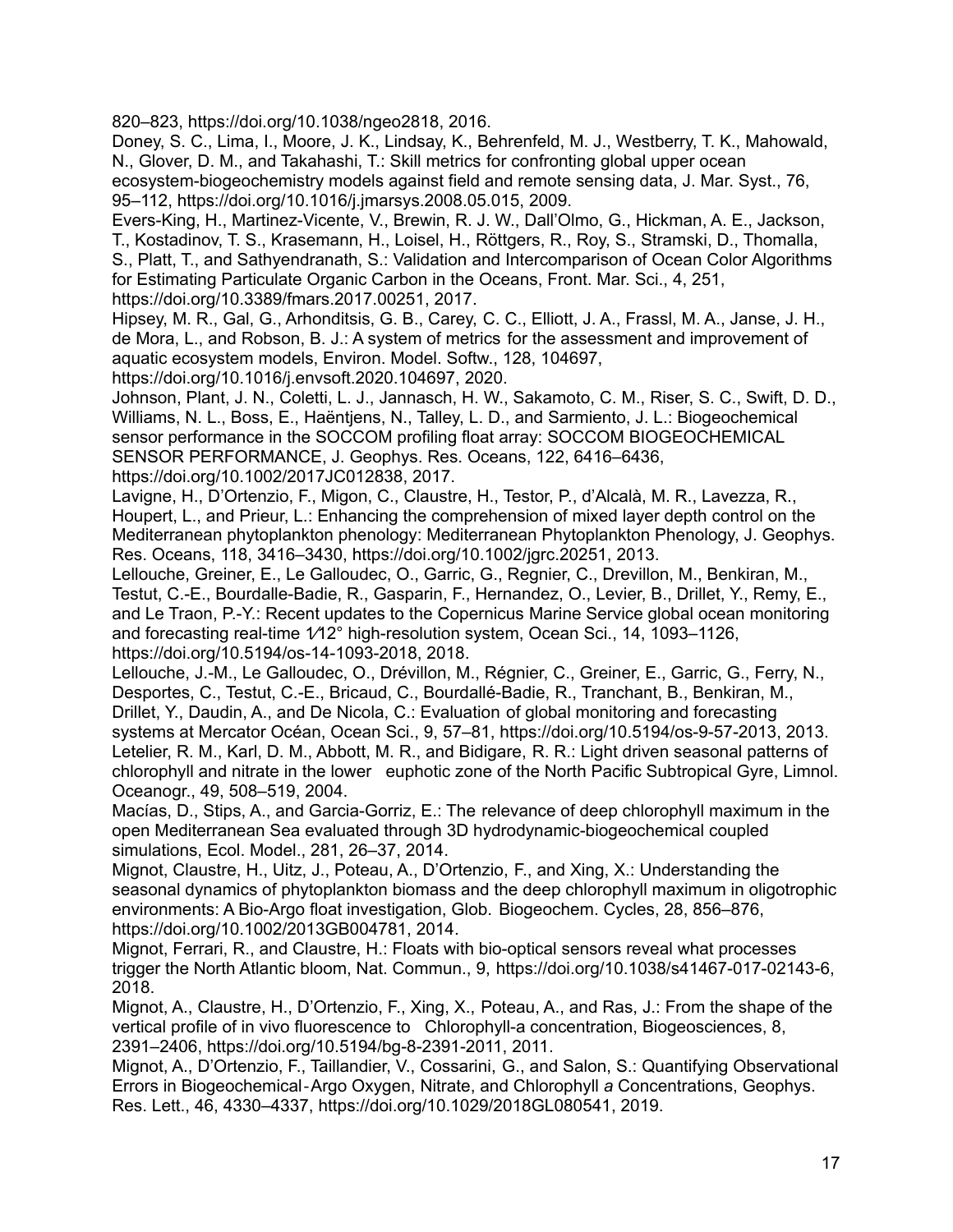820–823, https://doi.org/10.1038/ngeo2818, 2016.

Doney, S. C., Lima, I., Moore, J. K., Lindsay, K., Behrenfeld, M. J., Westberry, T. K., Mahowald, N., Glover, D. M., and Takahashi, T.: Skill metrics for confronting global upper ocean ecosystem-biogeochemistry models against field and remote sensing data, J. Mar. Syst., 76, 95–112, https://doi.org/10.1016/j.jmarsys.2008.05.015, 2009.

Evers-King, H., Martinez-Vicente, V., Brewin, R. J. W., Dall'Olmo, G., Hickman, A. E., Jackson, T., Kostadinov, T. S., Krasemann, H., Loisel, H., Röttgers, R., Roy, S., Stramski, D., Thomalla, S., Platt, T., and Sathyendranath, S.: Validation and Intercomparison of Ocean Color Algorithms for Estimating Particulate Organic Carbon in the Oceans, Front. Mar. Sci., 4, 251, https://doi.org/10.3389/fmars.2017.00251, 2017.

Hipsey, M. R., Gal, G., Arhonditsis, G. B., Carey, C. C., Elliott, J. A., Frassl, M. A., Janse, J. H., de Mora, L., and Robson, B. J.: A system of metrics for the assessment and improvement of aquatic ecosystem models, Environ. Model. Softw., 128, 104697, https://doi.org/10.1016/j.envsoft.2020.104697, 2020.

Johnson, Plant, J. N., Coletti, L. J., Jannasch, H. W., Sakamoto, C. M., Riser, S. C., Swift, D. D., Williams, N. L., Boss, E., Haëntjens, N., Talley, L. D., and Sarmiento, J. L.: Biogeochemical sensor performance in the SOCCOM profiling float array: SOCCOM BIOGEOCHEMICAL SENSOR PERFORMANCE, J. Geophys. Res. Oceans, 122, 6416–6436, https://doi.org/10.1002/2017JC012838, 2017.

Lavigne, H., D'Ortenzio, F., Migon, C., Claustre, H., Testor, P., d'Alcalà, M. R., Lavezza, R., Houpert, L., and Prieur, L.: Enhancing the comprehension of mixed layer depth control on the Mediterranean phytoplankton phenology: Mediterranean Phytoplankton Phenology, J. Geophys. Res. Oceans, 118, 3416–3430, https://doi.org/10.1002/jgrc.20251, 2013.

Lellouche, Greiner, E., Le Galloudec, O., Garric, G., Regnier, C., Drevillon, M., Benkiran, M., Testut, C.-E., Bourdalle-Badie, R., Gasparin, F., Hernandez, O., Levier, B., Drillet, Y., Remy, E., and Le Traon, P.-Y.: Recent updates to the Copernicus Marine Service global ocean monitoring and forecasting real-time 1⁄12° high-resolution system, Ocean Sci., 14, 1093–1126, https://doi.org/10.5194/os-14-1093-2018, 2018.

Lellouche, J.-M., Le Galloudec, O., Drévillon, M., Régnier, C., Greiner, E., Garric, G., Ferry, N., Desportes, C., Testut, C.-E., Bricaud, C., Bourdallé-Badie, R., Tranchant, B., Benkiran, M., Drillet, Y., Daudin, A., and De Nicola, C.: Evaluation of global monitoring and forecasting systems at Mercator Océan, Ocean Sci., 9, 57–81, https://doi.org/10.5194/os-9-57-2013, 2013.

Letelier, R. M., Karl, D. M., Abbott, M. R., and Bidigare, R. R.: Light driven seasonal patterns of chlorophyll and nitrate in the lower euphotic zone of the North Pacific Subtropical Gyre, Limnol. Oceanogr., 49, 508–519, 2004.

Macías, D., Stips, A., and Garcia-Gorriz, E.: The relevance of deep chlorophyll maximum in the open Mediterranean Sea evaluated through 3D hydrodynamic-biogeochemical coupled simulations, Ecol. Model., 281, 26–37, 2014.

Mignot, Claustre, H., Uitz, J., Poteau, A., D'Ortenzio, F., and Xing, X.: Understanding the seasonal dynamics of phytoplankton biomass and the deep chlorophyll maximum in oligotrophic environments: A Bio-Argo float investigation, Glob. Biogeochem. Cycles, 28, 856–876, https://doi.org/10.1002/2013GB004781, 2014.

Mignot, Ferrari, R., and Claustre, H.: Floats with bio-optical sensors reveal what processes trigger the North Atlantic bloom, Nat. Commun., 9, https://doi.org/10.1038/s41467-017-02143-6, 2018.

Mignot, A., Claustre, H., D'Ortenzio, F., Xing, X., Poteau, A., and Ras, J.: From the shape of the vertical profile of in vivo fluorescence to Chlorophyll-a concentration, Biogeosciences, 8, 2391–2406, https://doi.org/10.5194/bg-8-2391-2011, 2011.

Mignot, A., D'Ortenzio, F., Taillandier, V., Cossarini, G., and Salon, S.: Quantifying Observational Errors in Biogeochemical‐Argo Oxygen, Nitrate, and Chlorophyll *a* Concentrations, Geophys. Res. Lett., 46, 4330–4337, https://doi.org/10.1029/2018GL080541, 2019.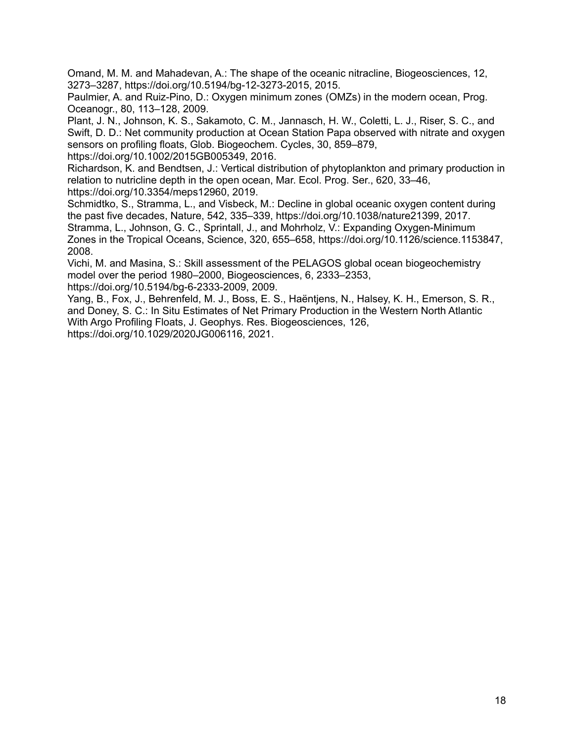Omand, M. M. and Mahadevan, A.: The shape of the oceanic nitracline, Biogeosciences, 12, 3273–3287, https://doi.org/10.5194/bg-12-3273-2015, 2015.

Paulmier, A. and Ruiz-Pino, D.: Oxygen minimum zones (OMZs) in the modern ocean, Prog. Oceanogr., 80, 113–128, 2009.

Plant, J. N., Johnson, K. S., Sakamoto, C. M., Jannasch, H. W., Coletti, L. J., Riser, S. C., and Swift, D. D.: Net community production at Ocean Station Papa observed with nitrate and oxygen sensors on profiling floats, Glob. Biogeochem. Cycles, 30, 859–879, https://doi.org/10.1002/2015GB005349, 2016.

Richardson, K. and Bendtsen, J.: Vertical distribution of phytoplankton and primary production in relation to nutricline depth in the open ocean, Mar. Ecol. Prog. Ser., 620, 33–46, https://doi.org/10.3354/meps12960, 2019.

Schmidtko, S., Stramma, L., and Visbeck, M.: Decline in global oceanic oxygen content during the past five decades, Nature, 542, 335–339, https://doi.org/10.1038/nature21399, 2017.

Stramma, L., Johnson, G. C., Sprintall, J., and Mohrholz, V.: Expanding Oxygen-Minimum Zones in the Tropical Oceans, Science, 320, 655–658, https://doi.org/10.1126/science.1153847, 2008.

Vichi, M. and Masina, S.: Skill assessment of the PELAGOS global ocean biogeochemistry model over the period 1980–2000, Biogeosciences, 6, 2333–2353, https://doi.org/10.5194/bg-6-2333-2009, 2009.

Yang, B., Fox, J., Behrenfeld, M. J., Boss, E. S., Haëntjens, N., Halsey, K. H., Emerson, S. R., and Doney, S. C.: In Situ Estimates of Net Primary Production in the Western North Atlantic With Argo Profiling Floats, J. Geophys. Res. Biogeosciences, 126, https://doi.org/10.1029/2020JG006116, 2021.